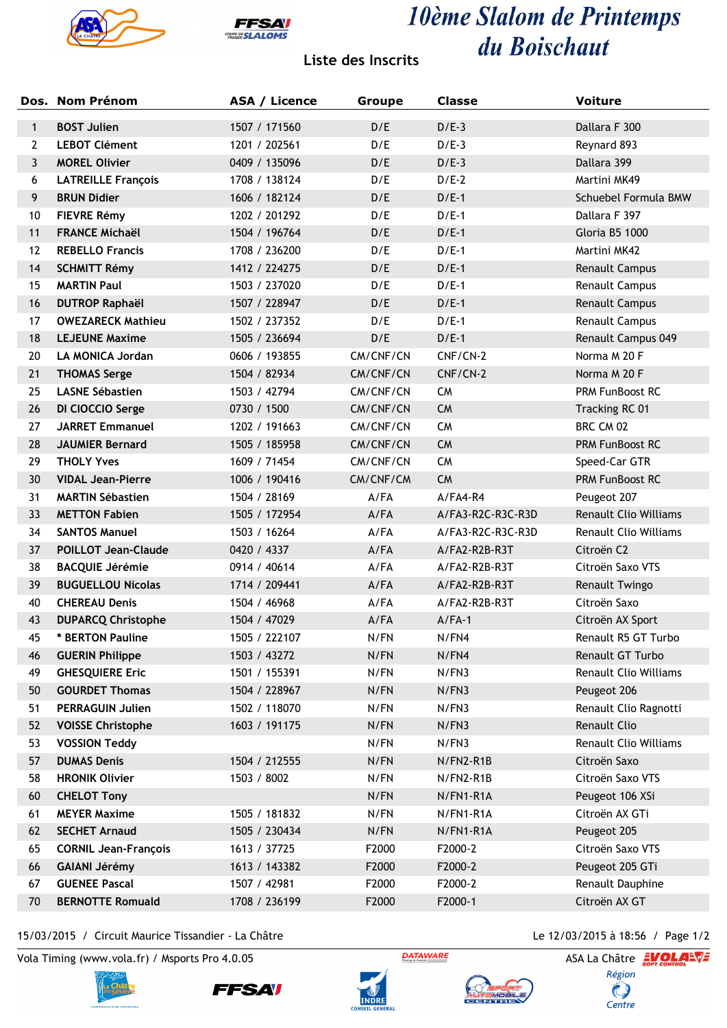# 10ème Slalom de Printemps du Boischaut

## Liste des Inscrits

| Dos. | Nom Prénom | ASA / Licence | Groupe | Classe | Voiture |
|---|---|---|---|---|---|
| 1 | BOST Julien | 1507 / 171560 | D/E | D/E-3 | Dallara F 300 |
| 2 | LEBOT Clément | 1201 / 202561 | D/E | D/E-3 | Reynard 893 |
| 3 | MOREL Olivier | 0409 / 135096 | D/E | D/E-3 | Dallara 399 |
| 6 | LATREILLE François | 1708 / 138124 | D/E | D/E-2 | Martini MK49 |
| 9 | BRUN Didier | 1606 / 182124 | D/E | D/E-1 | Schuebel Formula BMW |
| 10 | FIEVRE Rémy | 1202 / 201292 | D/E | D/E-1 | Dallara F 397 |
| 11 | FRANCE Michaël | 1504 / 196764 | D/E | D/E-1 | Gloria B5 1000 |
| 12 | REBELLO Francis | 1708 / 236200 | D/E | D/E-1 | Martini MK42 |
| 14 | SCHMITT Rémy | 1412 / 224275 | D/E | D/E-1 | Renault Campus |
| 15 | MARTIN Paul | 1503 / 237020 | D/E | D/E-1 | Renault Campus |
| 16 | DUTROP Raphaël | 1507 / 228947 | D/E | D/E-1 | Renault Campus |
| 17 | OWEZARECK Mathieu | 1502 / 237352 | D/E | D/E-1 | Renault Campus |
| 18 | LEJEUNE Maxime | 1505 / 236694 | D/E | D/E-1 | Renault Campus 049 |
| 20 | LA MONICA Jordan | 0606 / 193855 | CM/CNF/CN | CNF/CN-2 | Norma M 20 F |
| 21 | THOMAS Serge | 1504 / 82934 | CM/CNF/CN | CNF/CN-2 | Norma M 20 F |
| 25 | LASNE Sébastien | 1503 / 42794 | CM/CNF/CN | CM | PRM FunBoost RC |
| 26 | DI CIOCCIO Serge | 0730 / 1500 | CM/CNF/CN | CM | Tracking RC 01 |
| 27 | JARRET Emmanuel | 1202 / 191663 | CM/CNF/CN | CM | BRC CM 02 |
| 28 | JAUMIER Bernard | 1505 / 185958 | CM/CNF/CN | CM | PRM FunBoost RC |
| 29 | THOLY Yves | 1609 / 71454 | CM/CNF/CN | CM | Speed-Car GTR |
| 30 | VIDAL Jean-Pierre | 1006 / 190416 | CM/CNF/CM | CM | PRM FunBoost RC |
| 31 | MARTIN Sébastien | 1504 / 28169 | A/FA | A/FA4-R4 | Peugeot 207 |
| 33 | METTON Fabien | 1505 / 172954 | A/FA | A/FA3-R2C-R3C-R3D | Renault Clio Williams |
| 34 | SANTOS Manuel | 1503 / 16264 | A/FA | A/FA3-R2C-R3C-R3D | Renault Clio Williams |
| 37 | POILLOT Jean-Claude | 0420 / 4337 | A/FA | A/FA2-R2B-R3T | Citroën C2 |
| 38 | BACQUIE Jérémie | 0914 / 40614 | A/FA | A/FA2-R2B-R3T | Citroën Saxo VTS |
| 39 | BUGUELLOU Nicolas | 1714 / 209441 | A/FA | A/FA2-R2B-R3T | Renault Twingo |
| 40 | CHEREAU Denis | 1504 / 46968 | A/FA | A/FA2-R2B-R3T | Citroën Saxo |
| 43 | DUPARCQ Christophe | 1504 / 47029 | A/FA | A/FA-1 | Citroën AX Sport |
| 45 | * BERTON Pauline | 1505 / 222107 | N/FN | N/FN4 | Renault R5 GT Turbo |
| 46 | GUERIN Philippe | 1503 / 43272 | N/FN | N/FN4 | Renault GT Turbo |
| 49 | GHESQUIERE Eric | 1501 / 155391 | N/FN | N/FN3 | Renault Clio Williams |
| 50 | GOURDET Thomas | 1504 / 228967 | N/FN | N/FN3 | Peugeot 206 |
| 51 | PERRAGUIN Julien | 1502 / 118070 | N/FN | N/FN3 | Renault Clio Ragnotti |
| 52 | VOISSE Christophe | 1603 / 191175 | N/FN | N/FN3 | Renault Clio |
| 53 | VOSSION Teddy | | N/FN | N/FN3 | Renault Clio Williams |
| 57 | DUMAS Denis | 1504 / 212555 | N/FN | N/FN2-R1B | Citroën Saxo |
| 58 | HRONIK Olivier | 1503 / 8002 | N/FN | N/FN2-R1B | Citroën Saxo VTS |
| 60 | CHELOT Tony | | N/FN | N/FN1-R1A | Peugeot 106 XSi |
| 61 | MEYER Maxime | 1505 / 181832 | N/FN | N/FN1-R1A | Citroën AX GTi |
| 62 | SECHET Arnaud | 1505 / 230434 | N/FN | N/FN1-R1A | Peugeot 205 |
| 65 | CORNIL Jean-François | 1613 / 37725 | F2000 | F2000-2 | Citroën Saxo VTS |
| 66 | GAIANI Jérémy | 1613 / 143382 | F2000 | F2000-2 | Peugeot 205 GTi |
| 67 | GUENEE Pascal | 1507 / 42981 | F2000 | F2000-2 | Renault Dauphine |
| 70 | BERNOTTE Romuald | 1708 / 236199 | F2000 | F2000-1 | Citroën AX GT |

15/03/2015 / Circuit Maurice Tissandier - La Châtre

Le 12/03/2015 à 18:56

Vola Timing (www.vola.fr) / Msports Pro 4.0.05

ASA La Châtre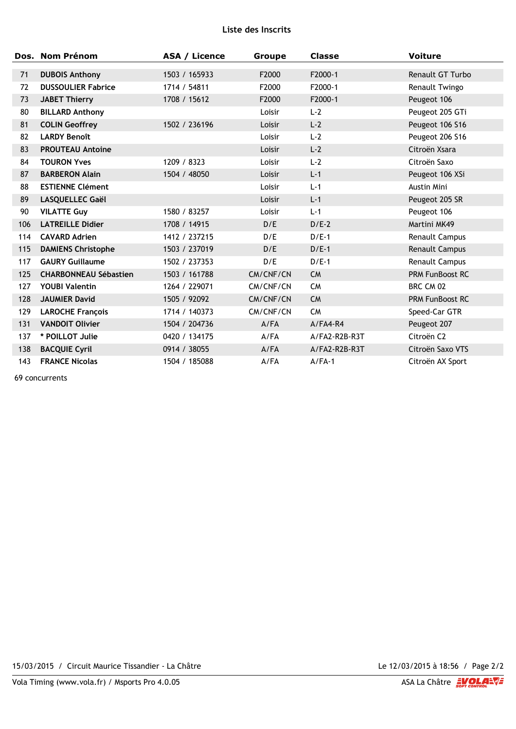Liste des Inscrits

| Dos. | Nom Prénom | ASA / Licence | Groupe | Classe | Voiture |
|---|---|---|---|---|---|
| 71 | **DUBOIS Anthony** | 1503 / 165933 | F2000 | F2000-1 | Renault GT Turbo |
| 72 | **DUSSOULIER Fabrice** | 1714 / 54811 | F2000 | F2000-1 | Renault Twingo |
| 73 | **JABET Thierry** | 1708 / 15612 | F2000 | F2000-1 | Peugeot 106 |
| 80 | **BILLARD Anthony** | | Loisir | L-2 | Peugeot 205 GTi |
| 81 | **COLIN Geoffrey** | 1502 / 236196 | Loisir | L-2 | Peugeot 106 S16 |
| 82 | **LARDY Benoît** | | Loisir | L-2 | Peugeot 206 S16 |
| 83 | **PROUTEAU Antoine** | | Loisir | L-2 | Citroën Xsara |
| 84 | **TOURON Yves** | 1209 / 8323 | Loisir | L-2 | Citroën Saxo |
| 87 | **BARBERON Alain** | 1504 / 48050 | Loisir | L-1 | Peugeot 106 XSi |
| 88 | **ESTIENNE Clément** | | Loisir | L-1 | Austin Mini |
| 89 | **LASQUELLEC Gaël** | | Loisir | L-1 | Peugeot 205 SR |
| 90 | **VILATTE Guy** | 1580 / 83257 | Loisir | L-1 | Peugeot 106 |
| 106 | **LATREILLE Didier** | 1708 / 14915 | D/E | D/E-2 | Martini MK49 |
| 114 | **CAVARD Adrien** | 1412 / 237215 | D/E | D/E-1 | Renault Campus |
| 115 | **DAMIENS Christophe** | 1503 / 237019 | D/E | D/E-1 | Renault Campus |
| 117 | **GAURY Guillaume** | 1502 / 237353 | D/E | D/E-1 | Renault Campus |
| 125 | **CHARBONNEAU Sébastien** | 1503 / 161788 | CM/CNF/CN | CM | PRM FunBoost RC |
| 127 | **YOUBI Valentin** | 1264 / 229071 | CM/CNF/CN | CM | BRC CM 02 |
| 128 | **JAUMIER David** | 1505 / 92092 | CM/CNF/CN | CM | PRM FunBoost RC |
| 129 | **LAROCHE François** | 1714 / 140373 | CM/CNF/CN | CM | Speed-Car GTR |
| 131 | **VANDOIT Olivier** | 1504 / 204736 | A/FA | A/FA4-R4 | Peugeot 207 |
| 137 | **\* POILLOT Julie** | 0420 / 134175 | A/FA | A/FA2-R2B-R3T | Citroën C2 |
| 138 | **BACQUIE Cyril** | 0914 / 38055 | A/FA | A/FA2-R2B-R3T | Citroën Saxo VTS |
| 143 | **FRANCE Nicolas** | 1504 / 185088 | A/FA | A/FA-1 | Citroën AX Sport |

69 concurrents

15/03/2015 / Circuit Maurice Tissandier - La Châtre — Le 12/03/2015 à 18:56

Vola Timing (www.vola.fr) / Msports Pro 4.0.05 — ASA La Châtre